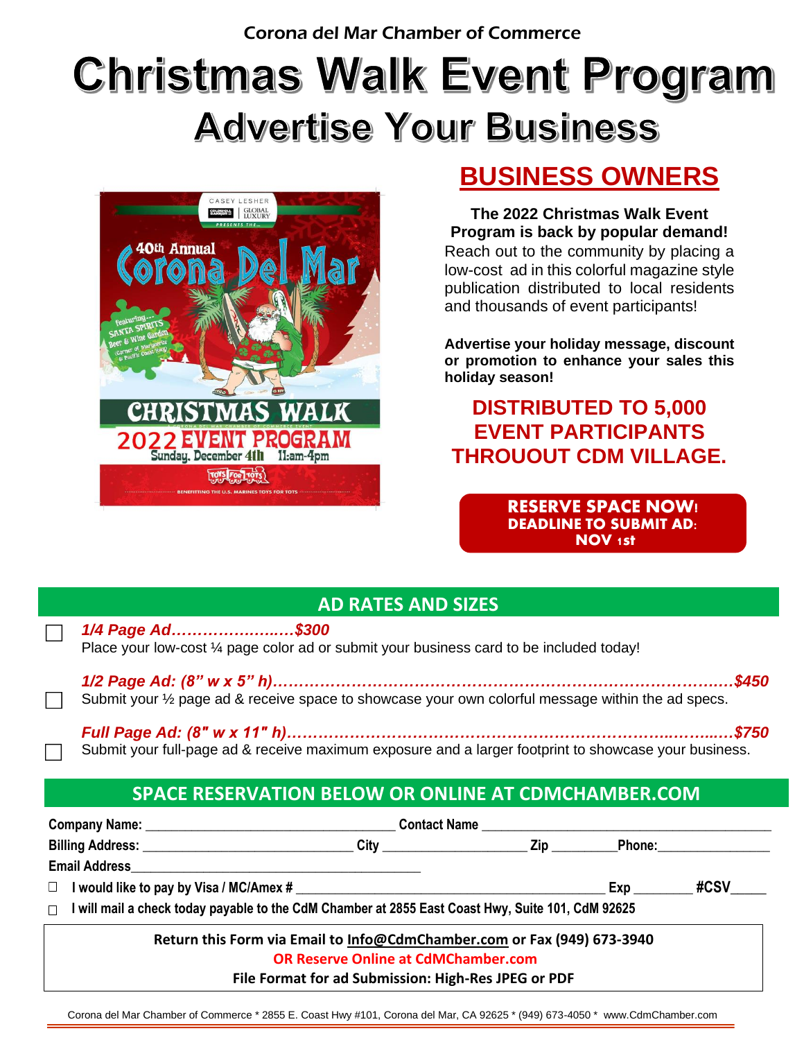Corona del Mar Chamber of Commerce

# Christmas Walk Event Program

## Advertise Your Business

## BUSINESS OWNERS

**The 2022 Christmas Walk Event Program is back by popular demand!** Reach out to the community by placing a low-cost ad in this colorful magazine style publication distributed to local residents and thousands of event participants!

**Advertise your holiday message, discount or promotion to enhance your sales this holiday season!**

**DISTRIBUTED TO 5,000 EVENT PARTICIPANTS THROUOUT CDM VILLAGE.**

**RESERVE SPACE NOW!**
**DEADLINE TO SUBMIT AD: NOV 1st**

## AD RATES AND SIZES

☐ ***1/4 Page Ad…………………..….$300***
Place your low-cost ¼ page color ad or submit your business card to be included today!

☐ ***1/2 Page Ad: (8" w x 5" h)…………………………………………………………………………….$450***
Submit your ½ page ad & receive space to showcase your own colorful message within the ad specs.

☐ ***Full Page Ad: (8" w x 11" h)………………………………………………………………..……...….$750***
Submit your full-page ad & receive maximum exposure and a larger footprint to showcase your business.

## SPACE RESERVATION BELOW OR ONLINE AT CDMCHAMBER.COM

**Company Name:** ______________________ **Contact Name** ______________________

**Billing Address:** ____________________ **City** ______________ **Zip** ________ **Phone:** ______________

**Email Address** ______________________________

☐ **I would like to pay by Visa / MC/Amex #** ______________________ **Exp** ________ **#CSV** _____

☐ **I will mail a check today payable to the CdM Chamber at 2855 East Coast Hwy, Suite 101, CdM 92625**

**Return this Form via Email to Info@CdmChamber.com or Fax (949) 673-3940**
**OR Reserve Online at CdMChamber.com**
**File Format for ad Submission: High-Res JPEG or PDF**

Corona del Mar Chamber of Commerce * 2855 E. Coast Hwy #101, Corona del Mar, CA 92625 * (949) 673-4050 * www.CdmChamber.com